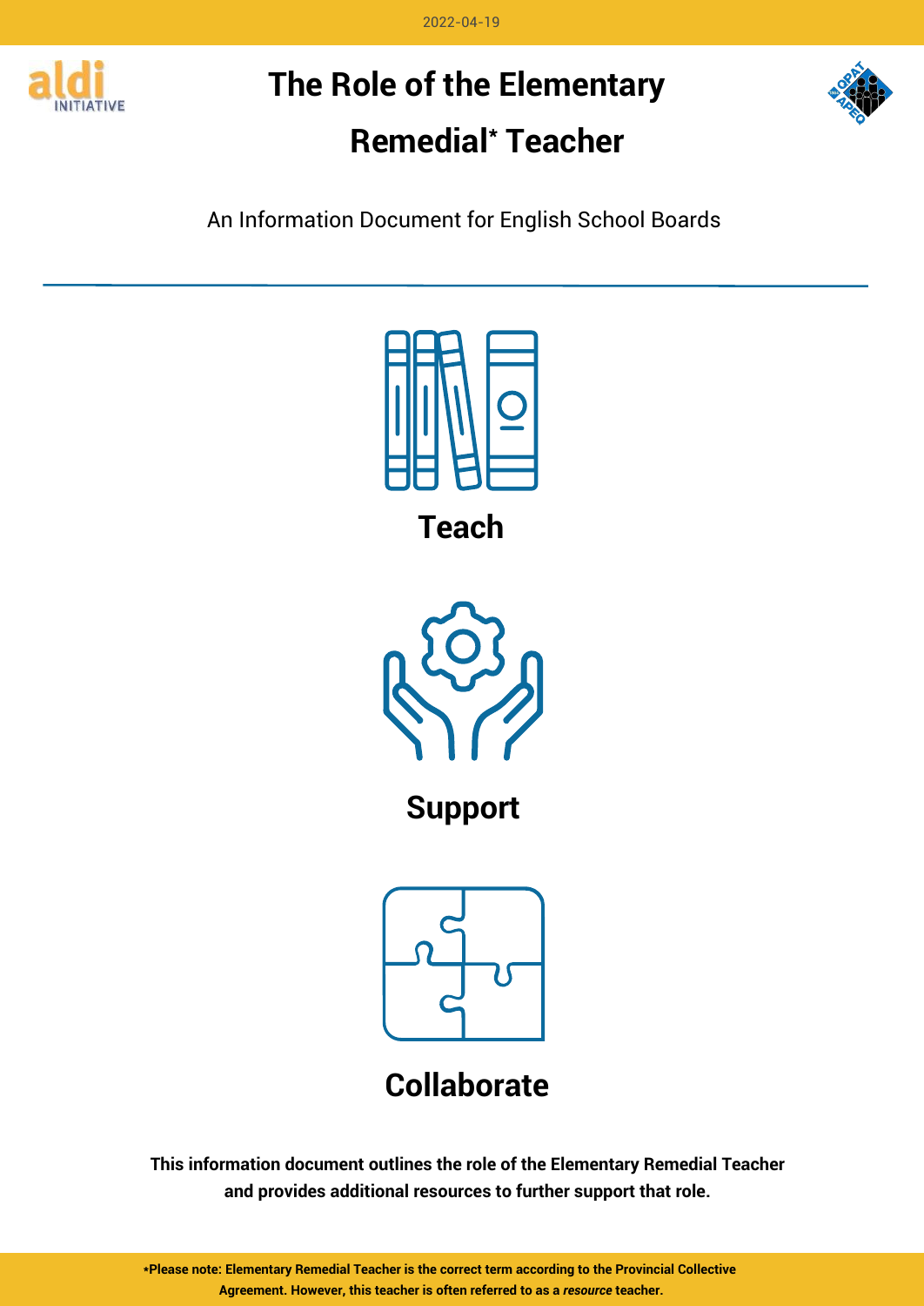2022-04-19

# The Role of the Elementary Remedial* Teacher

An Information Document for English School Boards

**Teach**

**Support**

**Collaborate**

**This information document outlines the role of the Elementary Remedial Teacher and provides additional resources to further support that role.**

**\*Please note: Elementary Remedial Teacher is the correct term according to the Provincial Collective Agreement. However, this teacher is often referred to as a *resource* teacher.**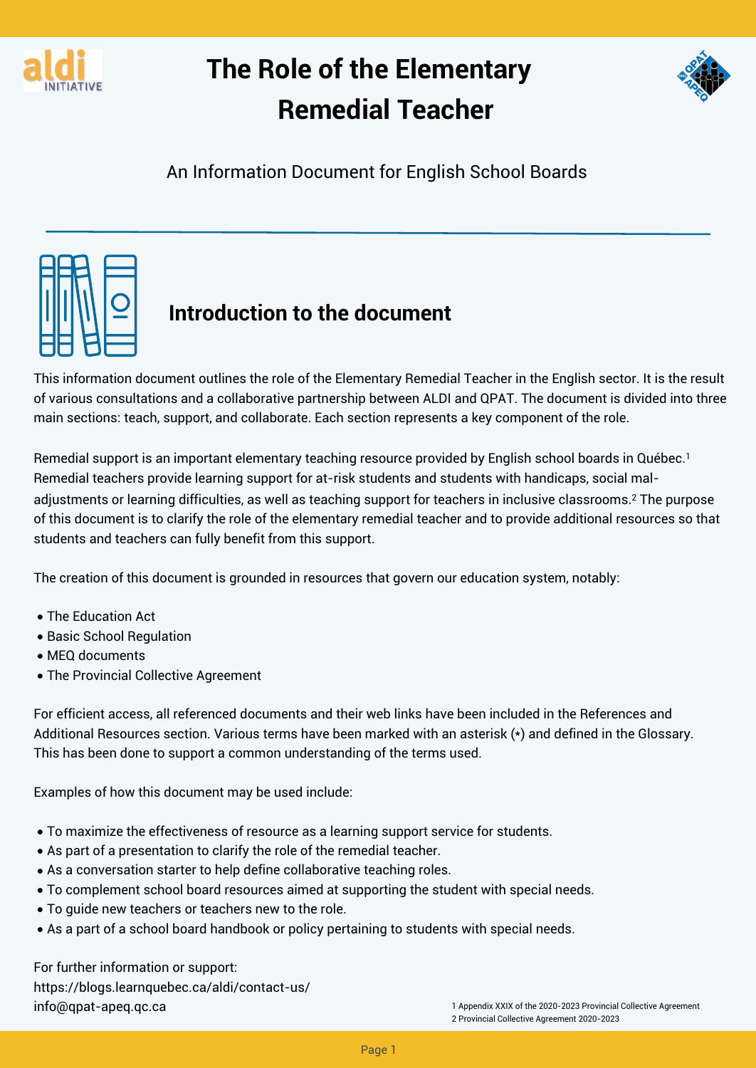# The Role of the Elementary Remedial Teacher

An Information Document for English School Boards

## Introduction to the document

This information document outlines the role of the Elementary Remedial Teacher in the English sector. It is the result of various consultations and a collaborative partnership between ALDI and QPAT. The document is divided into three main sections: teach, support, and collaborate. Each section represents a key component of the role.

Remedial support is an important elementary teaching resource provided by English school boards in Québec.[1] Remedial teachers provide learning support for at-risk students and students with handicaps, social mal-adjustments or learning difficulties, as well as teaching support for teachers in inclusive classrooms.[2] The purpose of this document is to clarify the role of the elementary remedial teacher and to provide additional resources so that students and teachers can fully benefit from this support.

The creation of this document is grounded in resources that govern our education system, notably:

- The Education Act
- Basic School Regulation
- MEQ documents
- The Provincial Collective Agreement

For efficient access, all referenced documents and their web links have been included in the References and Additional Resources section. Various terms have been marked with an asterisk (*) and defined in the Glossary. This has been done to support a common understanding of the terms used.

Examples of how this document may be used include:

- To maximize the effectiveness of resource as a learning support service for students.
- As part of a presentation to clarify the role of the remedial teacher.
- As a conversation starter to help define collaborative teaching roles.
- To complement school board resources aimed at supporting the student with special needs.
- To guide new teachers or teachers new to the role.
- As a part of a school board handbook or policy pertaining to students with special needs.

For further information or support:
https://blogs.learnquebec.ca/aldi/contact-us/
info@qpat-apeq.qc.ca

1 Appendix XXIX of the 2020-2023 Provincial Collective Agreement
2 Provincial Collective Agreement 2020-2023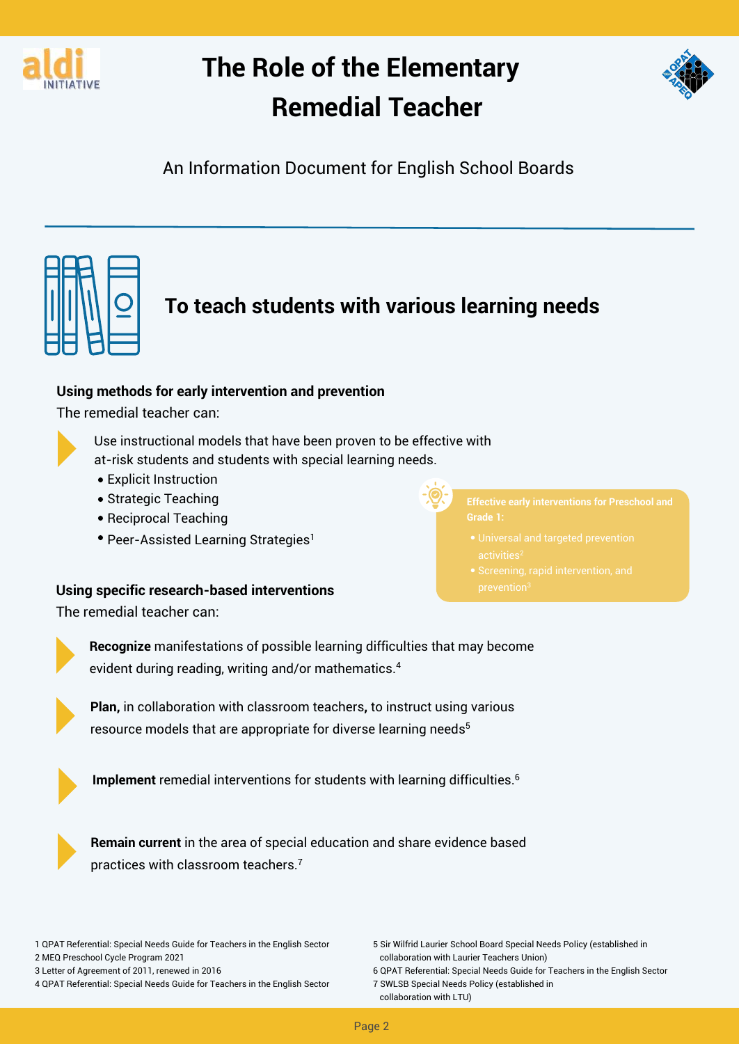# The Role of the Elementary Remedial Teacher

An Information Document for English School Boards

## To teach students with various learning needs

**Using methods for early intervention and prevention**

The remedial teacher can:

- Use instructional models that have been proven to be effective with at-risk students and students with special learning needs.
  - Explicit Instruction
  - Strategic Teaching
  - Reciprocal Teaching
  - Peer-Assisted Learning Strategies[1]

**Effective early interventions for Preschool and Grade 1:**

- Universal and targeted prevention activities[2]
- Screening, rapid intervention, and prevention[3]

**Using specific research-based interventions**

The remedial teacher can:

- **Recognize** manifestations of possible learning difficulties that may become evident during reading, writing and/or mathematics.[4]
- **Plan,** in collaboration with classroom teachers**,** to instruct using various resource models that are appropriate for diverse learning needs[5]
- **Implement** remedial interventions for students with learning difficulties.[6]
- **Remain current** in the area of special education and share evidence based practices with classroom teachers.[7]

1 QPAT Referential: Special Needs Guide for Teachers in the English Sector
2 MEQ Preschool Cycle Program 2021
3 Letter of Agreement of 2011, renewed in 2016
4 QPAT Referential: Special Needs Guide for Teachers in the English Sector
5 Sir Wilfrid Laurier School Board Special Needs Policy (established in collaboration with Laurier Teachers Union)
6 QPAT Referential: Special Needs Guide for Teachers in the English Sector
7 SWLSB Special Needs Policy (established in collaboration with LTU)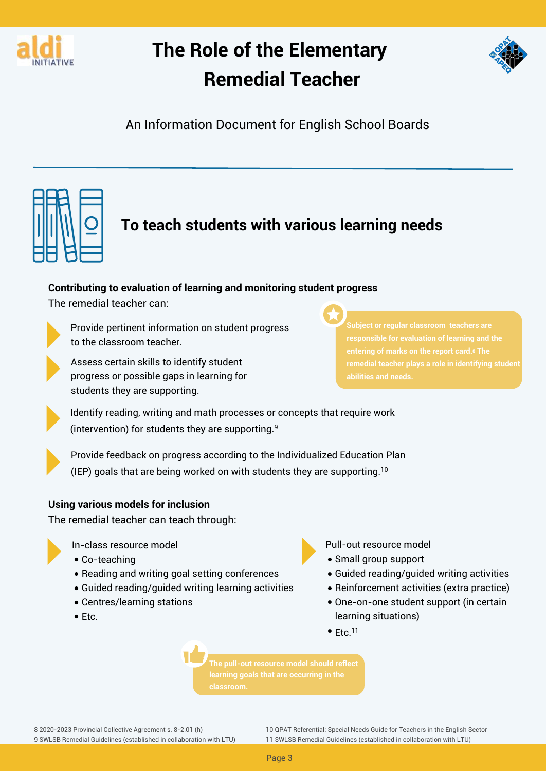# The Role of the Elementary Remedial Teacher

An Information Document for English School Boards

## To teach students with various learning needs

**Contributing to evaluation of learning and monitoring student progress**

The remedial teacher can:

- Provide pertinent information on student progress to the classroom teacher.
- Assess certain skills to identify student progress or possible gaps in learning for students they are supporting.

**Subject or regular classroom teachers are responsible for evaluation of learning and the entering of marks on the report card.[8] The remedial teacher plays a role in identifying student abilities and needs.**

- Identify reading, writing and math processes or concepts that require work (intervention) for students they are supporting.[9]
- Provide feedback on progress according to the Individualized Education Plan (IEP) goals that are being worked on with students they are supporting.[10]

**Using various models for inclusion**

The remedial teacher can teach through:

- In-class resource model
  - Co-teaching
  - Reading and writing goal setting conferences
  - Guided reading/guided writing learning activities
  - Centres/learning stations
  - Etc.
- Pull-out resource model
  - Small group support
  - Guided reading/guided writing activities
  - Reinforcement activities (extra practice)
  - One-on-one student support (in certain learning situations)
  - Etc.[11]

**The pull-out resource model should reflect learning goals that are occurring in the classroom.**

8 2020-2023 Provincial Collective Agreement s. 8-2.01 (h)
9 SWLSB Remedial Guidelines (established in collaboration with LTU)
10 QPAT Referential: Special Needs Guide for Teachers in the English Sector
11 SWLSB Remedial Guidelines (established in collaboration with LTU)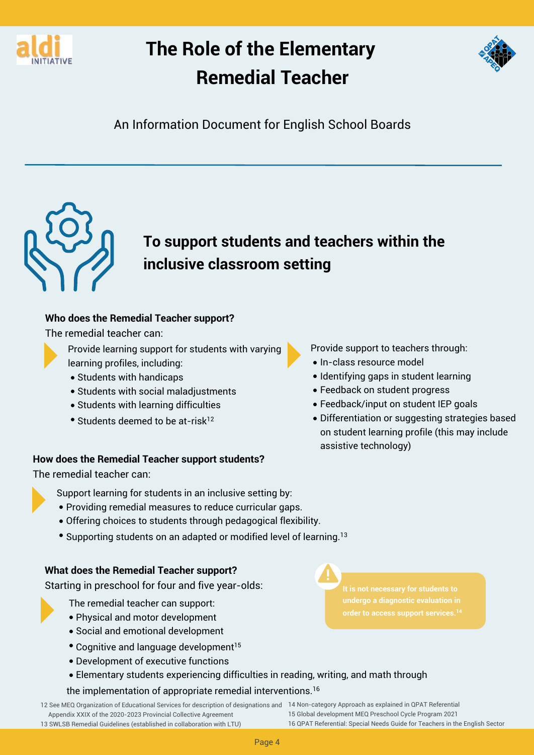# The Role of the Elementary Remedial Teacher

An Information Document for English School Boards

## To support students and teachers within the inclusive classroom setting

**Who does the Remedial Teacher support?**

The remedial teacher can:

Provide learning support for students with varying learning profiles, including:

- Students with handicaps
- Students with social maladjustments
- Students with learning difficulties
- Students deemed to be at-risk[12]

Provide support to teachers through:

- In-class resource model
- Identifying gaps in student learning
- Feedback on student progress
- Feedback/input on student IEP goals
- Differentiation or suggesting strategies based on student learning profile (this may include assistive technology)

**How does the Remedial Teacher support students?**

The remedial teacher can:

Support learning for students in an inclusive setting by:

- Providing remedial measures to reduce curricular gaps.
- Offering choices to students through pedagogical flexibility.
- Supporting students on an adapted or modified level of learning.[13]

**What does the Remedial Teacher support?**

Starting in preschool for four and five year-olds:

The remedial teacher can support:

- Physical and motor development
- Social and emotional development
- Cognitive and language development[15]
- Development of executive functions
- Elementary students experiencing difficulties in reading, writing, and math through the implementation of appropriate remedial interventions.[16]

**It is not necessary for students to undergo a diagnostic evaluation in order to access support services.[14]**

12 See MEQ Organization of Educational Services for description of designations and Appendix XXIX of the 2020-2023 Provincial Collective Agreement
13 SWLSB Remedial Guidelines (established in collaboration with LTU)
14 Non-category Approach as explained in QPAT Referential
15 Global development MEQ Preschool Cycle Program 2021
16 QPAT Referential: Special Needs Guide for Teachers in the English Sector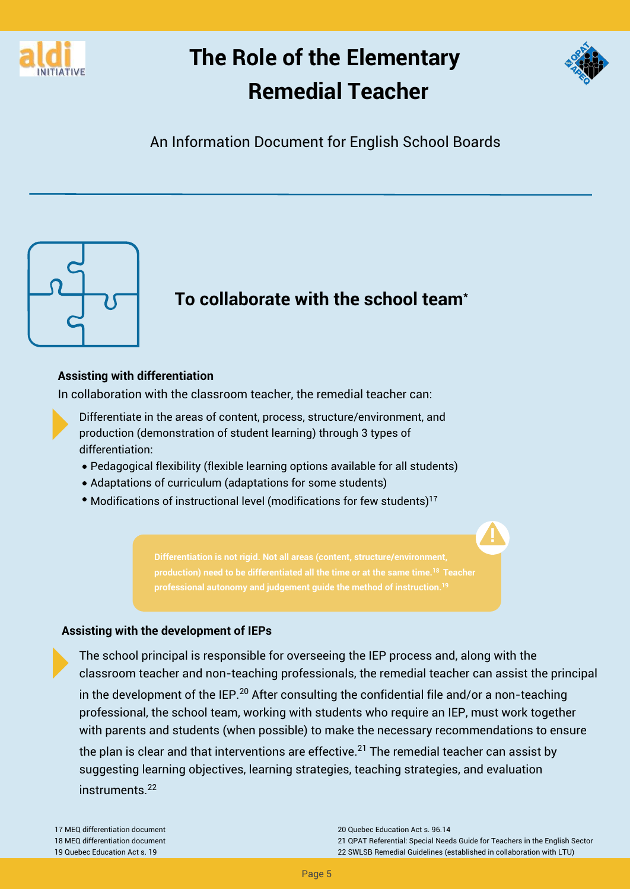# The Role of the Elementary Remedial Teacher

An Information Document for English School Boards

## To collaborate with the school team*

### Assisting with differentiation

In collaboration with the classroom teacher, the remedial teacher can:

- Differentiate in the areas of content, process, structure/environment, and production (demonstration of student learning) through 3 types of differentiation:
  - Pedagogical flexibility (flexible learning options available for all students)
  - Adaptations of curriculum (adaptations for some students)
  - Modifications of instructional level (modifications for few students)[17]

> **Differentiation is not rigid. Not all areas (content, structure/environment, production) need to be differentiated all the time or at the same time.[18] Teacher professional autonomy and judgement guide the method of instruction.[19]**

### Assisting with the development of IEPs

- The school principal is responsible for overseeing the IEP process and, along with the classroom teacher and non-teaching professionals, the remedial teacher can assist the principal in the development of the IEP.[20] After consulting the confidential file and/or a non-teaching professional, the school team, working with students who require an IEP, must work together with parents and students (when possible) to make the necessary recommendations to ensure the plan is clear and that interventions are effective.[21] The remedial teacher can assist by suggesting learning objectives, learning strategies, teaching strategies, and evaluation instruments.[22]

---

17 MEQ differentiation document
18 MEQ differentiation document
19 Quebec Education Act s. 19
20 Quebec Education Act s. 96.14
21 QPAT Referential: Special Needs Guide for Teachers in the English Sector
22 SWLSB Remedial Guidelines (established in collaboration with LTU)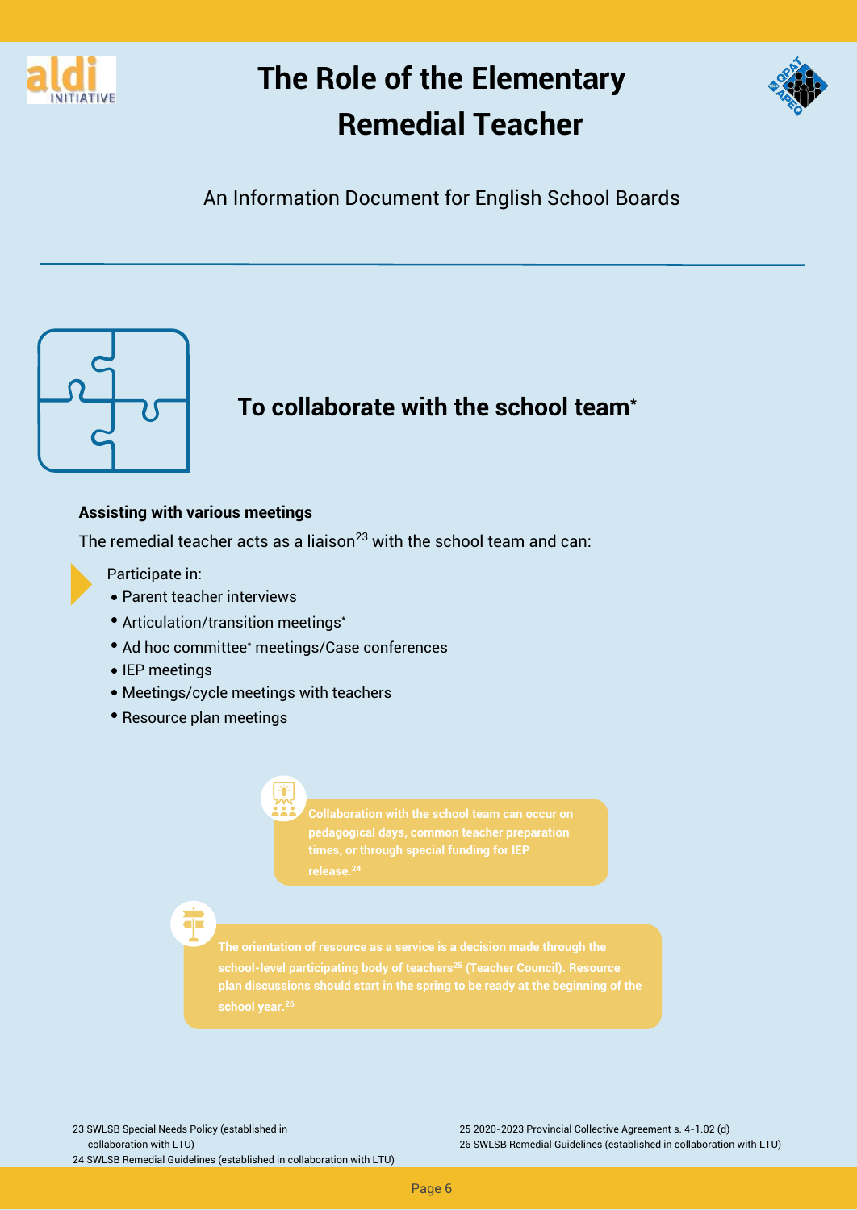# The Role of the Elementary Remedial Teacher

An Information Document for English School Boards

## To collaborate with the school team*

**Assisting with various meetings**

The remedial teacher acts as a liaison[23] with the school team and can:

Participate in:

- Parent teacher interviews
- Articulation/transition meetings*
- Ad hoc committee* meetings/Case conferences
- IEP meetings
- Meetings/cycle meetings with teachers
- Resource plan meetings

**Collaboration with the school team can occur on pedagogical days, common teacher preparation times, or through special funding for IEP release.[24]**

**The orientation of resource as a service is a decision made through the school-level participating body of teachers[25] (Teacher Council). Resource plan discussions should start in the spring to be ready at the beginning of the school year.[26]**

23 SWLSB Special Needs Policy (established in collaboration with LTU)

24 SWLSB Remedial Guidelines (established in collaboration with LTU)

25 2020-2023 Provincial Collective Agreement s. 4-1.02 (d)

26 SWLSB Remedial Guidelines (established in collaboration with LTU)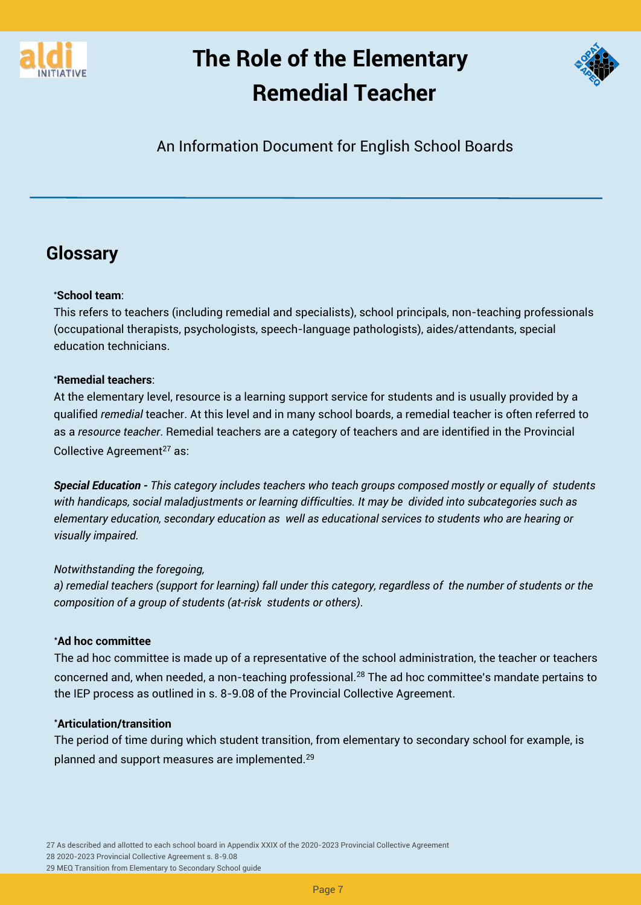# The Role of the Elementary Remedial Teacher

An Information Document for English School Boards

## Glossary

*__School team__:

This refers to teachers (including remedial and specialists), school principals, non-teaching professionals (occupational therapists, psychologists, speech-language pathologists), aides/attendants, special education technicians.

*__Remedial teachers__:

At the elementary level, resource is a learning support service for students and is usually provided by a qualified *remedial* teacher. At this level and in many school boards, a remedial teacher is often referred to as a *resource teacher*. Remedial teachers are a category of teachers and are identified in the Provincial Collective Agreement[27] as:

***Special Education -*** *This category includes teachers who teach groups composed mostly or equally of students with handicaps, social maladjustments or learning difficulties. It may be divided into subcategories such as elementary education, secondary education as well as educational services to students who are hearing or visually impaired.*

*Notwithstanding the foregoing,*
*a) remedial teachers (support for learning) fall under this category, regardless of the number of students or the composition of a group of students (at-risk students or others).*

*__Ad hoc committee__

The ad hoc committee is made up of a representative of the school administration, the teacher or teachers concerned and, when needed, a non-teaching professional.[28] The ad hoc committee's mandate pertains to the IEP process as outlined in s. 8-9.08 of the Provincial Collective Agreement.

*__Articulation/transition__

The period of time during which student transition, from elementary to secondary school for example, is planned and support measures are implemented.[29]

27 As described and allotted to each school board in Appendix XXIX of the 2020-2023 Provincial Collective Agreement
28 2020-2023 Provincial Collective Agreement s. 8-9.08
29 MEQ Transition from Elementary to Secondary School guide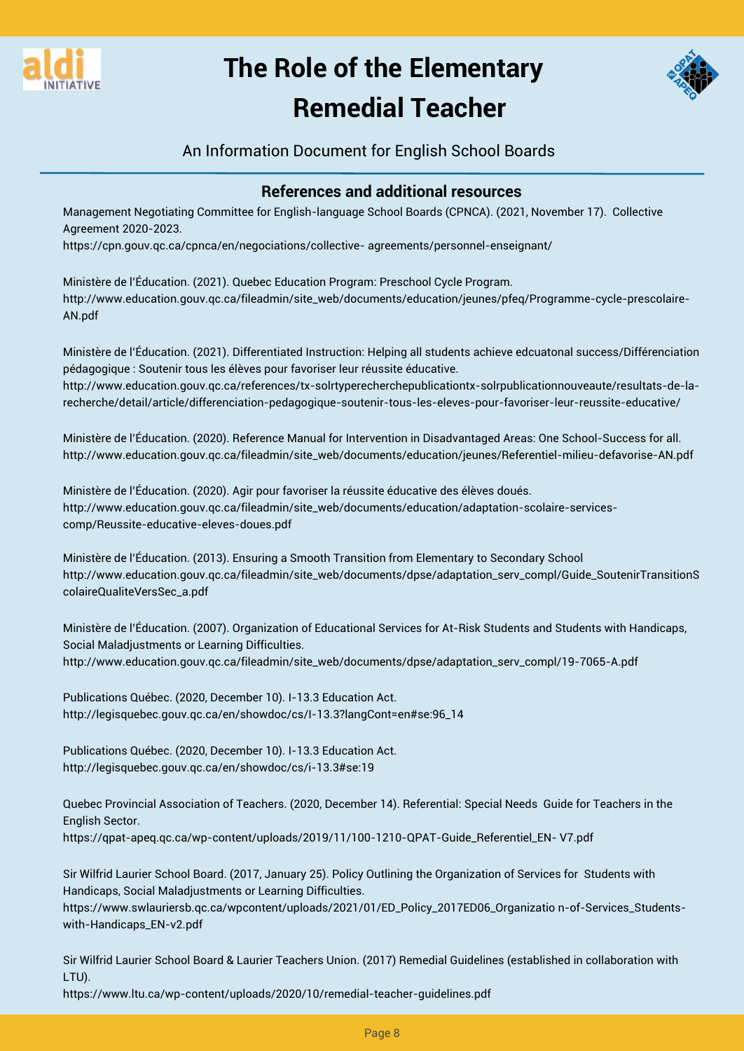## References and additional resources

Management Negotiating Committee for English-language School Boards (CPNCA). (2021, November 17). Collective Agreement 2020-2023.
https://cpn.gouv.qc.ca/cpnca/en/negociations/collective- agreements/personnel-enseignant/

Ministère de l'Éducation. (2021). Quebec Education Program: Preschool Cycle Program.
http://www.education.gouv.qc.ca/fileadmin/site_web/documents/education/jeunes/pfeq/Programme-cycle-prescolaire-AN.pdf

Ministère de l'Éducation. (2021). Differentiated Instruction: Helping all students achieve edcuatonal success/Différenciation pédagogique : Soutenir tous les élèves pour favoriser leur réussite éducative.
http://www.education.gouv.qc.ca/references/tx-solrtyperecherchepublicationtx-solrpublicationnouveaute/resultats-de-la-recherche/detail/article/differenciation-pedagogique-soutenir-tous-les-eleves-pour-favoriser-leur-reussite-educative/

Ministère de l'Éducation. (2020). Reference Manual for Intervention in Disadvantaged Areas: One School-Success for all.
http://www.education.gouv.qc.ca/fileadmin/site_web/documents/education/jeunes/Referentiel-milieu-defavorise-AN.pdf

Ministère de l'Éducation. (2020). Agir pour favoriser la réussite éducative des élèves doués.
http://www.education.gouv.qc.ca/fileadmin/site_web/documents/education/adaptation-scolaire-services-comp/Reussite-educative-eleves-doues.pdf

Ministère de l'Éducation. (2013). Ensuring a Smooth Transition from Elementary to Secondary School
http://www.education.gouv.qc.ca/fileadmin/site_web/documents/dpse/adaptation_serv_compl/Guide_SoutenirTransitionScolaireQualiteVersSec_a.pdf

Ministère de l'Éducation. (2007). Organization of Educational Services for At-Risk Students and Students with Handicaps, Social Maladjustments or Learning Difficulties.
http://www.education.gouv.qc.ca/fileadmin/site_web/documents/dpse/adaptation_serv_compl/19-7065-A.pdf

Publications Québec. (2020, December 10). I-13.3 Education Act.
http://legisquebec.gouv.qc.ca/en/showdoc/cs/I-13.3?langCont=en#se:96_14

Publications Québec. (2020, December 10). I-13.3 Education Act.
http://legisquebec.gouv.qc.ca/en/showdoc/cs/i-13.3#se:19

Quebec Provincial Association of Teachers. (2020, December 14). Referential: Special Needs Guide for Teachers in the English Sector.
https://qpat-apeq.qc.ca/wp-content/uploads/2019/11/100-1210-QPAT-Guide_Referentiel_EN- V7.pdf

Sir Wilfrid Laurier School Board. (2017, January 25). Policy Outlining the Organization of Services for Students with Handicaps, Social Maladjustments or Learning Difficulties.
https://www.swlauriersb.qc.ca/wpcontent/uploads/2021/01/ED_Policy_2017ED06_Organizatio n-of-Services_Students-with-Handicaps_EN-v2.pdf

Sir Wilfrid Laurier School Board & Laurier Teachers Union. (2017) Remedial Guidelines (established in collaboration with LTU).
https://www.ltu.ca/wp-content/uploads/2020/10/remedial-teacher-guidelines.pdf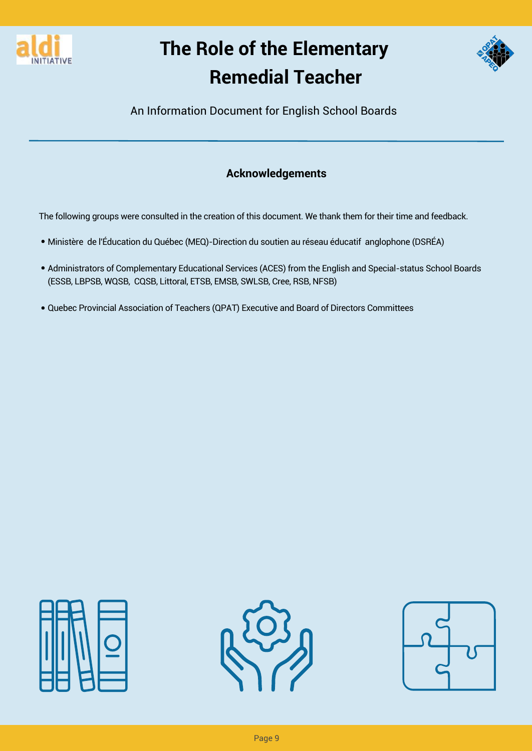# The Role of the Elementary Remedial Teacher

An Information Document for English School Boards

## Acknowledgements

The following groups were consulted in the creation of this document. We thank them for their time and feedback.

- Ministère de l'Éducation du Québec (MEQ)-Direction du soutien au réseau éducatif anglophone (DSRÉA)
- Administrators of Complementary Educational Services (ACES) from the English and Special-status School Boards (ESSB, LBPSB, WQSB, CQSB, Littoral, ETSB, EMSB, SWLSB, Cree, RSB, NFSB)
- Quebec Provincial Association of Teachers (QPAT) Executive and Board of Directors Committees